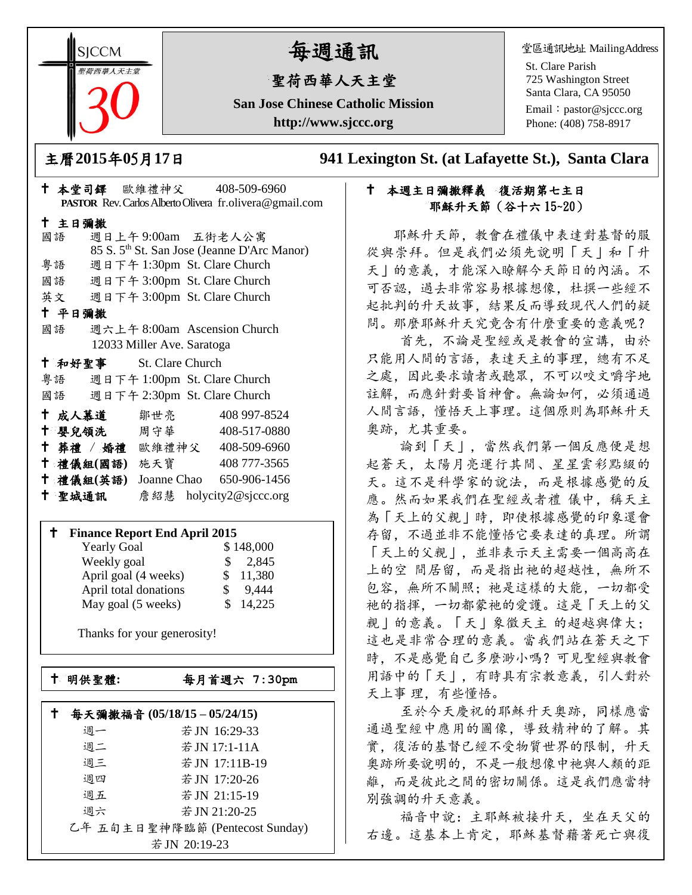SJCCM
聖荷西華人天主堂
30

# 每週通訊

## 聖荷西華人天主堂

**San Jose Chinese Catholic Mission**

**http://www.sjccc.org**

堂區通訊地址 MailingAddress

St. Clare Parish
725 Washington Street
Santa Clara, CA 95050
Email：pastor@sjccc.org
Phone: (408) 758-8917

**主曆2015年05月17日** **941 Lexington St. (at Lafayette St.), Santa Clara**

✝ **本堂司鐸** 歐維禮神父 408-509-6960
**PASTOR** Rev. Carlos Alberto Olivera fr.olivera@gmail.com

✝ **主日彌撒**

國語 週日上午 9:00am 五街老人公寓
85 S. 5th St. San Jose (Jeanne D'Arc Manor)

粵語 週日下午 1:30pm St. Clare Church

國語 週日下午 3:00pm St. Clare Church

英文 週日下午 3:00pm St. Clare Church

✝ **平日彌撒**

國語 週六上午 8:00am Ascension Church
12033 Miller Ave. Saratoga

✝ **和好聖事** St. Clare Church

粵語 週日下午 1:00pm St. Clare Church

國語 週日下午 2:30pm St. Clare Church

✝ **成人慕道** 鄒世亮 408 997-8524

✝ **嬰兒領洗** 周守華 408-517-0880

✝ **葬禮 / 婚禮** 歐維禮神父 408-509-6960

✝ **禮儀組(國語)** 施天寶 408 777-3565

✝ **禮儀組(英語)** Joanne Chao 650-906-1456

✝ **聖城通訊** 詹紹慧 holycity2@sjccc.org

✝ **Finance Report End April 2015**

| | |
|---|---|
| Yearly Goal | $ 148,000 |
| Weekly goal | $ 2,845 |
| April goal (4 weeks) | $ 11,380 |
| April total donations | $ 9,444 |
| May goal (5 weeks) | $ 14,225 |

Thanks for your generosity!

✝ **明供聖體:** **每月首週六 7:30pm**

✝ **每天彌撒福音 (05/18/15 – 05/24/15)**

| | |
|---|---|
| 週一 | 若 JN 16:29-33 |
| 週二 | 若 JN 17:1-11A |
| 週三 | 若 JN 17:11B-19 |
| 週四 | 若 JN 17:20-26 |
| 週五 | 若 JN 21:15-19 |
| 週六 | 若 JN 21:20-25 |

乙年 五旬主日聖神降臨節 (Pentecost Sunday)
若 JN 20:19-23

✝ **本週主日彌撒釋義 復活期第七主日**
**耶穌升天節（谷十六 15~20）**

耶穌升天節，教會在禮儀中表達對基督的服從與崇拜。但是我們必須先說明「天」和「升天」的意義，才能深入瞭解今天節日的內涵。不可否認，過去非常容易根據想像，杜撰一些經不起批判的升天故事，結果反而導致現代人們的疑問。那麼耶穌升天究竟含有什麼重要的意義呢？

首先，不論是聖經或是教會的宣講，由於只能用人間的言語，表達天主的事理，總有不足之處，因此要求讀者或聽眾，不可以咬文嚼字地註解，而應針對要旨神會。無論如何，必須通過人間言語，懂悟天上事理。這個原則為耶穌升天奧跡，尤其重要。

論到「天」，當然我們第一個反應便是想起蒼天，太陽月亮運行其間、星星雲彩點綴的天。這不是科學家的說法，而是根據感覺的反應。然而如果我們在聖經或者禮 儀中，稱天主為「天上的父親」時，即使根據感覺的印象還會存留，不過並非不能懂悟它要表達的真理。所謂「天上的父親」，並非表示天主需要一個高高在上的空 間居留，而是指出祂的超越性，無所不包容，無所不關照；祂是這樣的大能，一切都受祂的指揮，一切都蒙祂的愛護。這是「天上的父親」的意義。「天」象徵天主 的超越與偉大；這也是非常合理的意義。當我們站在蒼天之下時，不是感覺自己多麼渺小嗎？可見聖經與教會用語中的「天」，有時具有宗教意義，引人對於天上事 理，有些懂悟。

至於今天慶祝的耶穌升天奧跡，同樣應當通過聖經中應用的圖像，導致精神的了解。其實，復活的基督已經不受物質世界的限制，升天奧跡所要說明的，不是一般想像中祂與人類的距離，而是彼此之間的密切關係。這是我們應當特別強調的升天意義。

福音中說：主耶穌被接升天，坐在天父的右邊。這基本上肯定，耶穌基督藉著死亡與復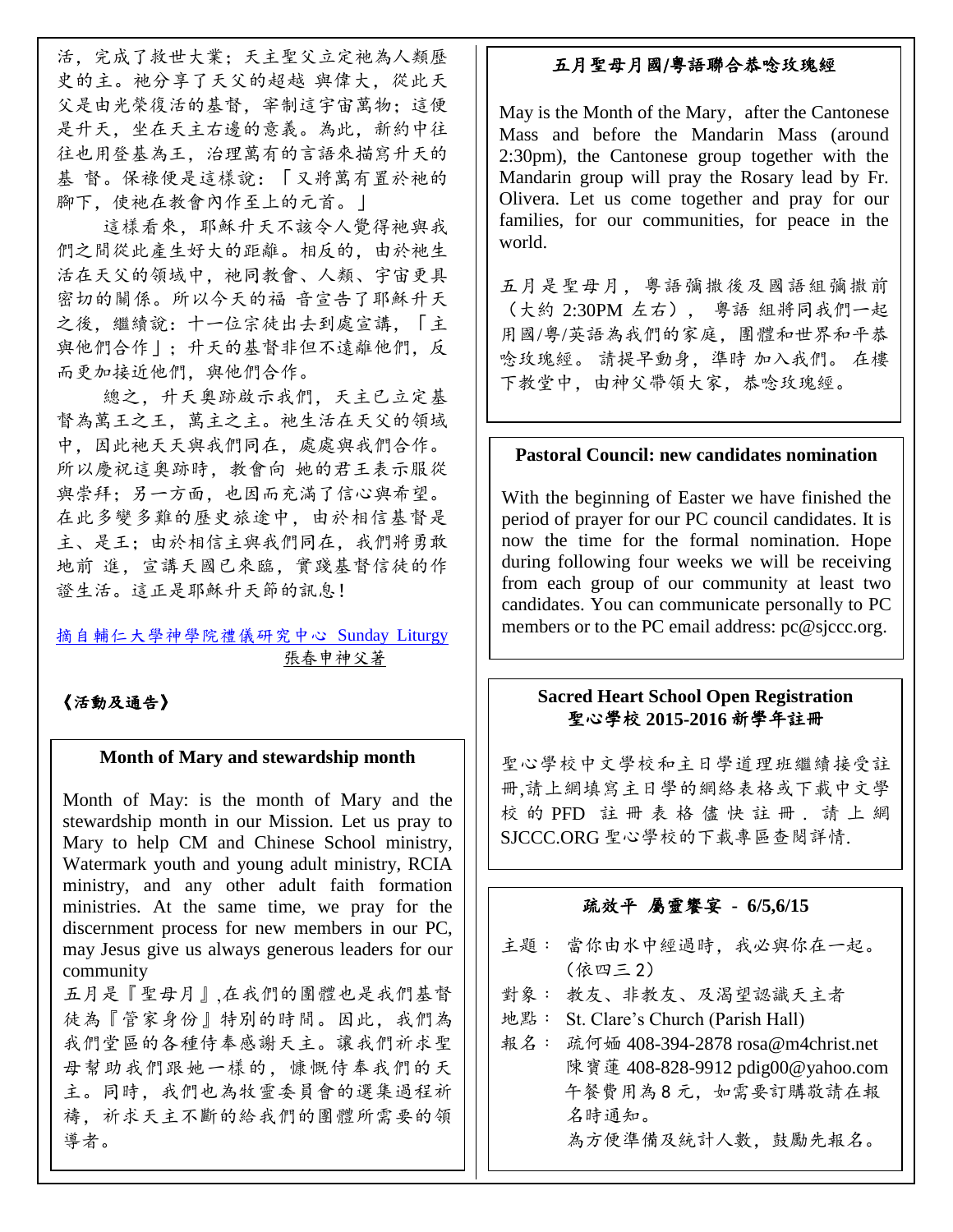活，完成了救世大業；天主聖父立定祂為人類歷史的主。祂分享了天父的超越 與偉大，從此天父是由光榮復活的基督，宰制這宇宙萬物；這便是升天，坐在天主右邊的意義。為此，新約中往往也用登基為王，治理萬有的言語來描寫升天的基 督。保祿便是這樣說：「又將萬有置於祂的腳下，使祂在教會內作至上的元首。」

這樣看來，耶穌升天不該令人覺得祂與我們之間從此產生好大的距離。相反的，由於祂生活在天父的領域中，祂同教會、人類、宇宙更具密切的關係。所以今天的福 音宣告了耶穌升天之後，繼續說：十一位宗徒出去到處宣講，「主與他們合作」；升天的基督非但不遠離他們，反而更加接近他們，與他們合作。

總之，升天奧跡啟示我們，天主已立定基督為萬王之王，萬主之主。祂生活在天父的領域中，因此祂天天與我們同在，處處與我們合作。所以慶祝這奧跡時，教會向 她的君王表示服從與崇拜；另一方面，也因而充滿了信心與希望。在此多變多難的歷史旅途中，由於相信基督是主、是王；由於相信主與我們同在，我們將勇敢地前 進，宣講天國已來臨，實踐基督信徒的作證生活。這正是耶穌升天節的訊息!

摘自輔仁大學神學院禮儀研究中心 Sunday Liturgy 張春申神父著

### 《活動及通告》

### Month of Mary and stewardship month

Month of May: is the month of Mary and the stewardship month in our Mission. Let us pray to Mary to help CM and Chinese School ministry, Watermark youth and young adult ministry, RCIA ministry, and any other adult faith formation ministries. At the same time, we pray for the discernment process for new members in our PC, may Jesus give us always generous leaders for our community

五月是『聖母月』,在我們的團體也是我們基督徒為『管家身份』特別的時間。因此，我們為我們堂區的各種侍奉感謝天主。讓我們祈求聖母幫助我們跟她一樣的，慷慨侍奉我們的天主。同時，我們也為牧靈委員會的選集過程祈禱，祈求天主不斷的給我們的團體所需要的領導者。

### 五月聖母月國/粵語聯合恭唸玫瑰經

May is the Month of the Mary，after the Cantonese Mass and before the Mandarin Mass (around 2:30pm), the Cantonese group together with the Mandarin group will pray the Rosary lead by Fr. Olivera. Let us come together and pray for our families, for our communities, for peace in the world.

五月是聖母月，粵語彌撒後及國語組彌撒前（大約 2:30PM 左右），粵語 組將同我們一起用國/粵/英語為我們的家庭，團體和世界和平恭唸玫瑰經。 請提早動身，準時 加入我們。 在樓下教堂中，由神父帶領大家，恭唸玫瑰經。

### Pastoral Council: new candidates nomination

With the beginning of Easter we have finished the period of prayer for our PC council candidates. It is now the time for the formal nomination. Hope during following four weeks we will be receiving from each group of our community at least two candidates. You can communicate personally to PC members or to the PC email address: pc@sjccc.org.

### Sacred Heart School Open Registration 聖心學校 2015-2016 新學年註冊

聖心學校中文學校和主日學道理班繼續接受註冊,請上網填寫主日學的網絡表格或下載中文學校的 PFD 註冊表格儘快註冊. 請上網 SJCCC.ORG 聖心學校的下載專區查閱詳情.

### 疏效平 屬靈饗宴 - 6/5,6/15

主題： 當你由水中經過時，我必與你在一起。(依四三 2)

對象： 教友、非教友、及渴望認識天主者

地點： St. Clare's Church (Parish Hall)

報名： 疏何婳 408-394-2878 rosa@m4christ.net
陳寶蓮 408-828-9912 pdig00@yahoo.com
午餐費用為 8 元，如需要訂購敬請在報名時通知。
為方便準備及統計人數，鼓勵先報名。